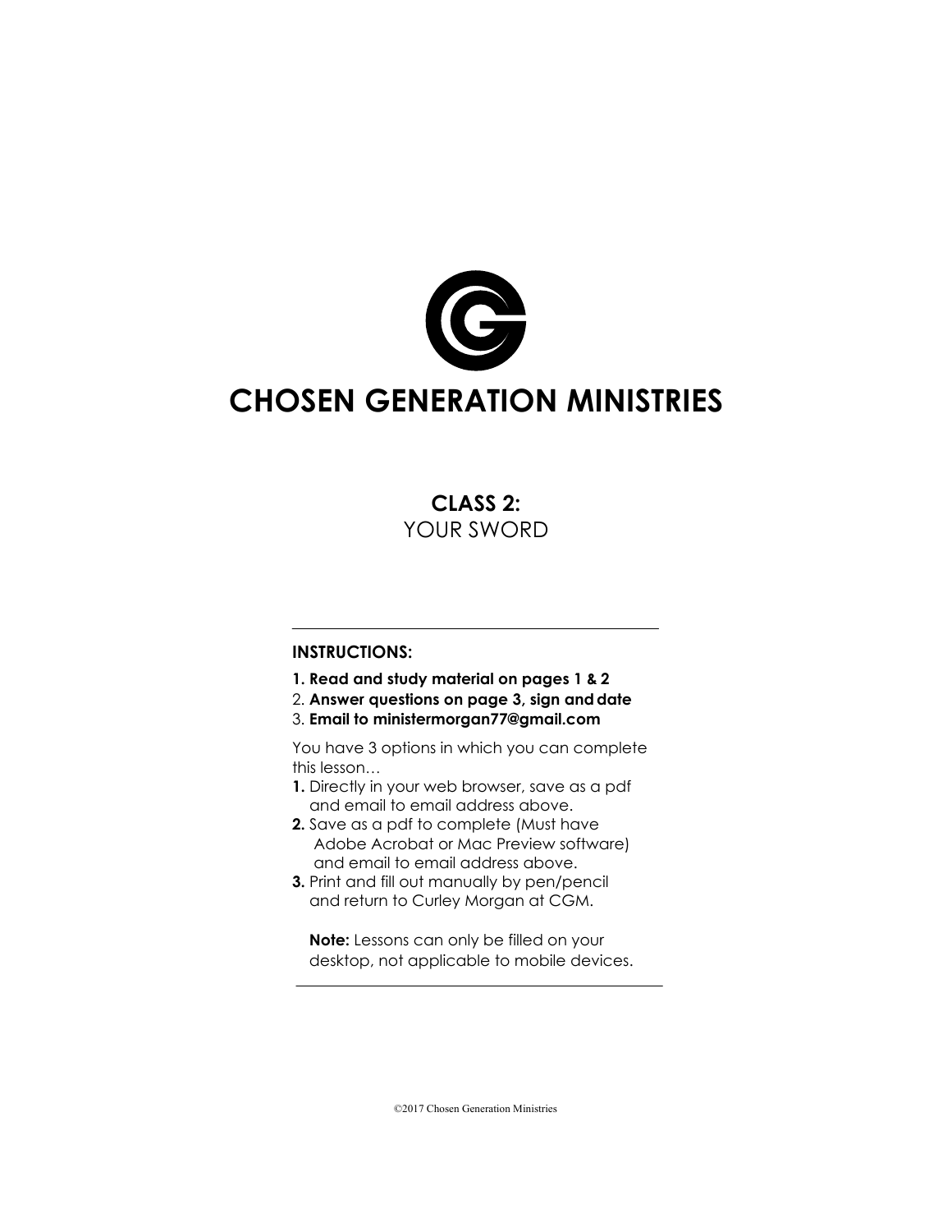# CHOSEN GENERATION MINISTRIES

## CLASS 2:
YOUR SWORD

---

**INSTRUCTIONS:**

**1. Read and study material on pages 1 & 2**
2. **Answer questions on page 3, sign and date**
3. **Email to ministermorgan77@gmail.com**

You have 3 options in which you can complete this lesson…

**1.** Directly in your web browser, save as a pdf and email to email address above.
**2.** Save as a pdf to complete (Must have Adobe Acrobat or Mac Preview software) and email to email address above.
**3.** Print and fill out manually by pen/pencil and return to Curley Morgan at CGM.

**Note:** Lessons can only be filled on your desktop, not applicable to mobile devices.

---

©2017 Chosen Generation Ministries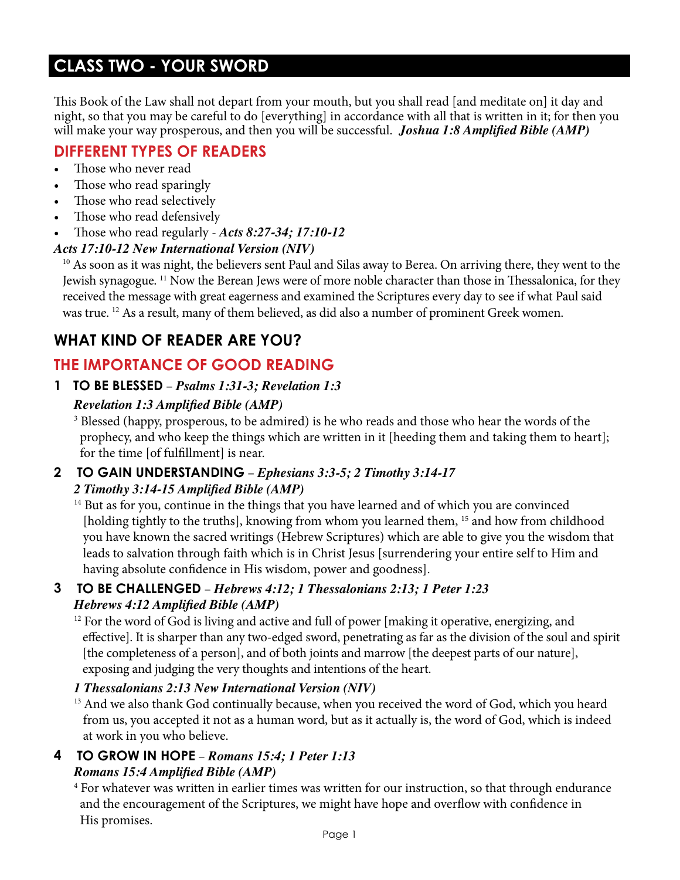## CLASS TWO - YOUR SWORD

This Book of the Law shall not depart from your mouth, but you shall read [and meditate on] it day and night, so that you may be careful to do [everything] in accordance with all that is written in it; for then you will make your way prosperous, and then you will be successful. ***Joshua 1:8 Amplified Bible (AMP)***

### DIFFERENT TYPES OF READERS

- Those who never read
- Those who read sparingly
- Those who read selectively
- Those who read defensively
- Those who read regularly - ***Acts 8:27-34; 17:10-12***

***Acts 17:10-12 New International Version (NIV)***

[10] As soon as it was night, the believers sent Paul and Silas away to Berea. On arriving there, they went to the Jewish synagogue. [11] Now the Berean Jews were of more noble character than those in Thessalonica, for they received the message with great eagerness and examined the Scriptures every day to see if what Paul said was true. [12] As a result, many of them believed, as did also a number of prominent Greek women.

### WHAT KIND OF READER ARE YOU?

### THE IMPORTANCE OF GOOD READING

**1 TO BE BLESSED** – ***Psalms 1:31-3; Revelation 1:3***

***Revelation 1:3 Amplified Bible (AMP)***

[3] Blessed (happy, prosperous, to be admired) is he who reads and those who hear the words of the prophecy, and who keep the things which are written in it [heeding them and taking them to heart]; for the time [of fulfillment] is near.

**2 TO GAIN UNDERSTANDING** – ***Ephesians 3:3-5; 2 Timothy 3:14-17***

***2 Timothy 3:14-15 Amplified Bible (AMP)***

[14] But as for you, continue in the things that you have learned and of which you are convinced [holding tightly to the truths], knowing from whom you learned them, [15] and how from childhood you have known the sacred writings (Hebrew Scriptures) which are able to give you the wisdom that leads to salvation through faith which is in Christ Jesus [surrendering your entire self to Him and having absolute confidence in His wisdom, power and goodness].

**3 TO BE CHALLENGED** – ***Hebrews 4:12; 1 Thessalonians 2:13; 1 Peter 1:23***

***Hebrews 4:12 Amplified Bible (AMP)***

[12] For the word of God is living and active and full of power [making it operative, energizing, and effective]. It is sharper than any two-edged sword, penetrating as far as the division of the soul and spirit [the completeness of a person], and of both joints and marrow [the deepest parts of our nature], exposing and judging the very thoughts and intentions of the heart.

***1 Thessalonians 2:13 New International Version (NIV)***

[13] And we also thank God continually because, when you received the word of God, which you heard from us, you accepted it not as a human word, but as it actually is, the word of God, which is indeed at work in you who believe.

**4 TO GROW IN HOPE** – ***Romans 15:4; 1 Peter 1:13***

***Romans 15:4 Amplified Bible (AMP)***

[4] For whatever was written in earlier times was written for our instruction, so that through endurance and the encouragement of the Scriptures, we might have hope and overflow with confidence in His promises.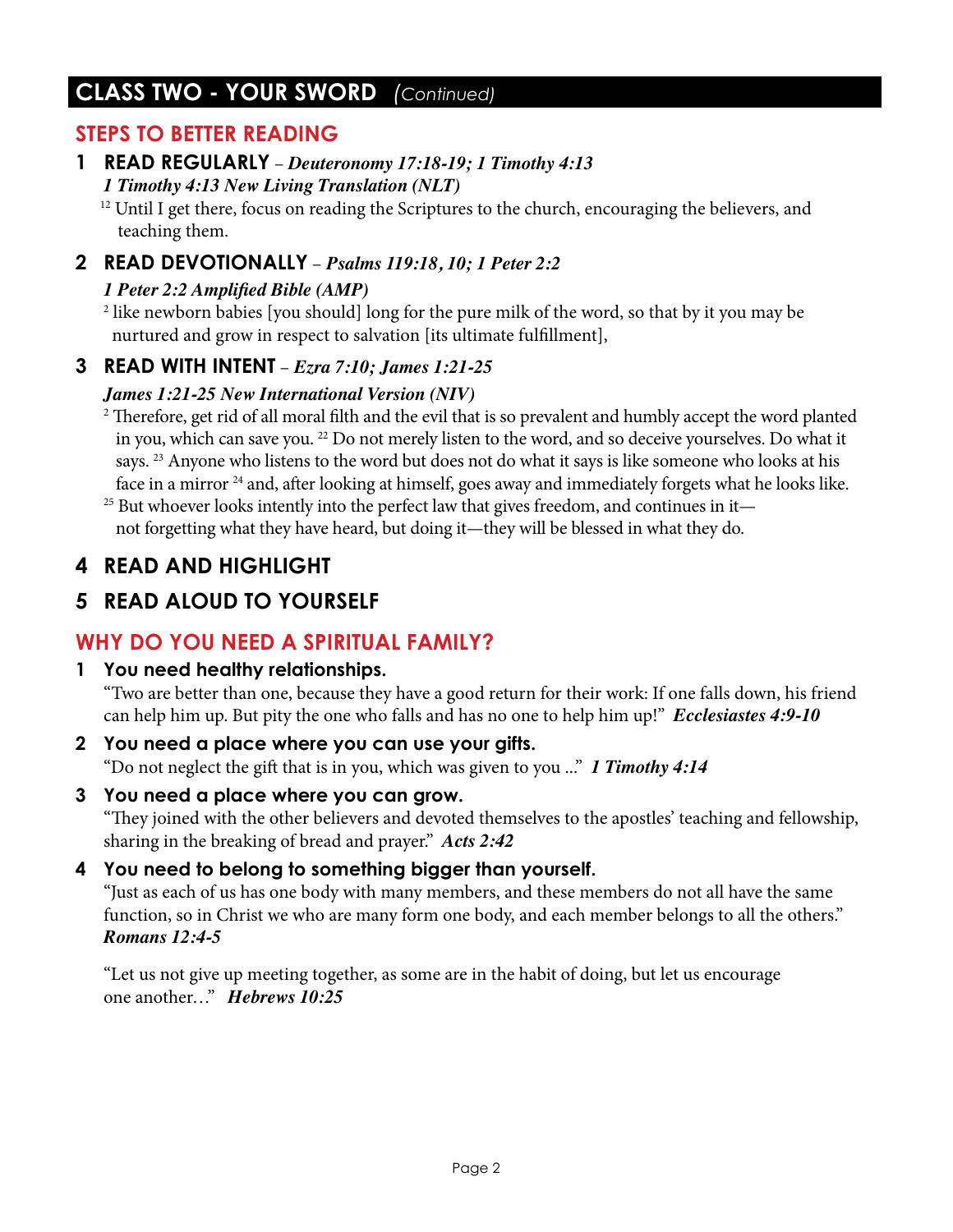## CLASS TWO - YOUR SWORD *(Continued)*

### STEPS TO BETTER READING

**1 READ REGULARLY** – ***Deuteronomy 17:18-19; 1 Timothy 4:13***

***1 Timothy 4:13 New Living Translation (NLT)***

[12] Until I get there, focus on reading the Scriptures to the church, encouraging the believers, and teaching them.

**2 READ DEVOTIONALLY** – ***Psalms 119:18, 10; 1 Peter 2:2***

***1 Peter 2:2 Amplified Bible (AMP)***

[2] like newborn babies [you should] long for the pure milk of the word, so that by it you may be nurtured and grow in respect to salvation [its ultimate fulfillment],

**3 READ WITH INTENT** – ***Ezra 7:10; James 1:21-25***

***James 1:21-25 New International Version (NIV)***

[2] Therefore, get rid of all moral filth and the evil that is so prevalent and humbly accept the word planted in you, which can save you. [22] Do not merely listen to the word, and so deceive yourselves. Do what it says. [23] Anyone who listens to the word but does not do what it says is like someone who looks at his face in a mirror [24] and, after looking at himself, goes away and immediately forgets what he looks like. [25] But whoever looks intently into the perfect law that gives freedom, and continues in it—not forgetting what they have heard, but doing it—they will be blessed in what they do.

**4 READ AND HIGHLIGHT**

**5 READ ALOUD TO YOURSELF**

### WHY DO YOU NEED A SPIRITUAL FAMILY?

**1 You need healthy relationships.**

"Two are better than one, because they have a good return for their work: If one falls down, his friend can help him up. But pity the one who falls and has no one to help him up!" ***Ecclesiastes 4:9-10***

**2 You need a place where you can use your gifts.**

"Do not neglect the gift that is in you, which was given to you ..." ***1 Timothy 4:14***

**3 You need a place where you can grow.**

"They joined with the other believers and devoted themselves to the apostles' teaching and fellowship, sharing in the breaking of bread and prayer." ***Acts 2:42***

**4 You need to belong to something bigger than yourself.**

"Just as each of us has one body with many members, and these members do not all have the same function, so in Christ we who are many form one body, and each member belongs to all the others." ***Romans 12:4-5***

"Let us not give up meeting together, as some are in the habit of doing, but let us encourage one another…" ***Hebrews 10:25***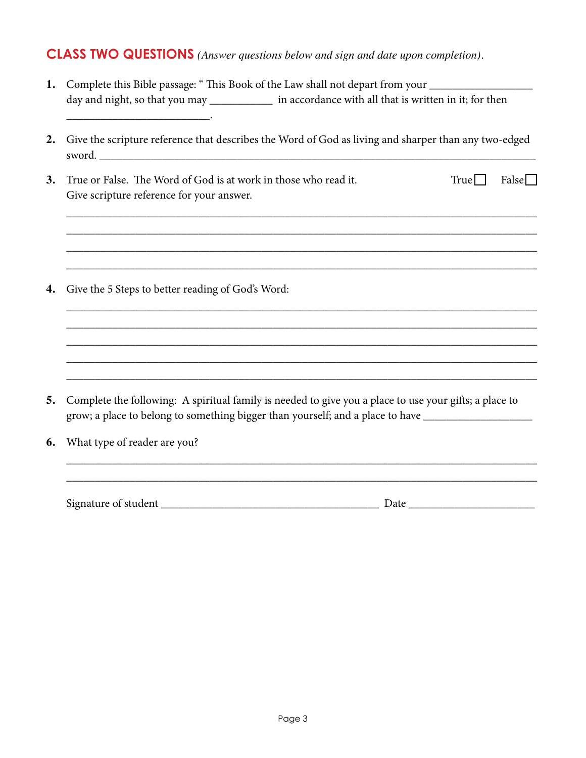## CLASS TWO QUESTIONS *(Answer questions below and sign and date upon completion).*

1. Complete this Bible passage: " This Book of the Law shall not depart from your ________________ day and night, so that you may __________ in accordance with all that is written in it; for then ______________________.

2. Give the scripture reference that describes the Word of God as living and sharper than any two-edged sword. ____________________________________________________________________

3. True or False. The Word of God is at work in those who read it. True ☐ False ☐
   Give scripture reference for your answer.

   ______________________________________________________________________________
   ______________________________________________________________________________
   ______________________________________________________________________________
   ______________________________________________________________________________

4. Give the 5 Steps to better reading of God's Word:

   ______________________________________________________________________________
   ______________________________________________________________________________
   ______________________________________________________________________________
   ______________________________________________________________________________
   ______________________________________________________________________________

5. Complete the following: A spiritual family is needed to give you a place to use your gifts; a place to grow; a place to belong to something bigger than yourself; and a place to have _________________

6. What type of reader are you?

   ______________________________________________________________________________
   ______________________________________________________________________________

Signature of student ____________________________________ Date ____________________